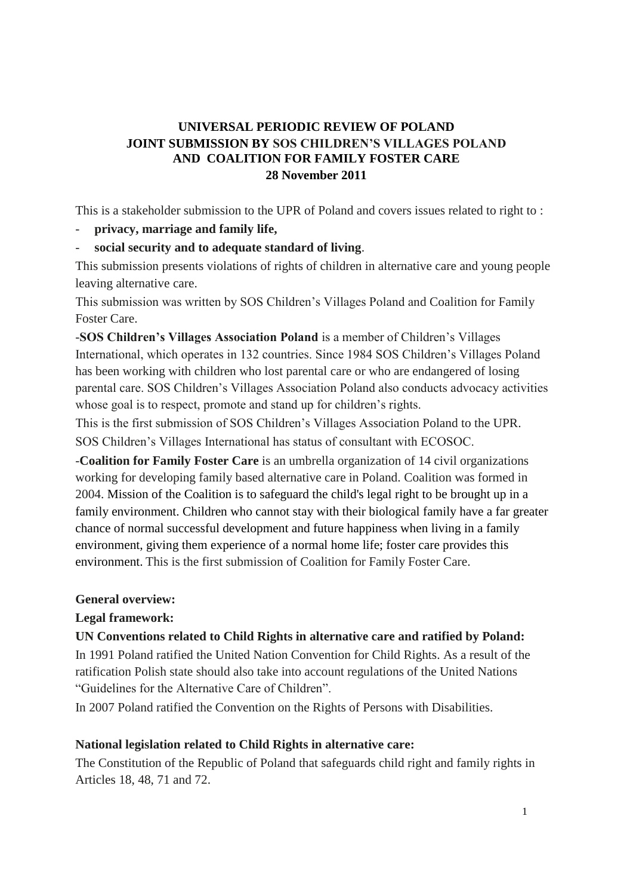**UNIVERSAL PERIODIC REVIEW OF POLAND**
**JOINT SUBMISSION BY SOS CHILDREN'S VILLAGES POLAND**
**AND COALITION FOR FAMILY FOSTER CARE**
**28 November 2011**

This is a stakeholder submission to the UPR of Poland and covers issues related to right to :

- **privacy, marriage and family life,**
- **social security and to adequate standard of living**.

This submission presents violations of rights of children in alternative care and young people leaving alternative care.

This submission was written by SOS Children's Villages Poland and Coalition for Family Foster Care.

-**SOS Children's Villages Association Poland** is a member of Children's Villages International, which operates in 132 countries. Since 1984 SOS Children's Villages Poland has been working with children who lost parental care or who are endangered of losing parental care. SOS Children's Villages Association Poland also conducts advocacy activities whose goal is to respect, promote and stand up for children's rights.

This is the first submission of SOS Children's Villages Association Poland to the UPR.
SOS Children's Villages International has status of consultant with ECOSOC.

-**Coalition for Family Foster Care** is an umbrella organization of 14 civil organizations working for developing family based alternative care in Poland. Coalition was formed in 2004. Mission of the Coalition is to safeguard the child's legal right to be brought up in a family environment. Children who cannot stay with their biological family have a far greater chance of normal successful development and future happiness when living in a family environment, giving them experience of a normal home life; foster care provides this environment. This is the first submission of Coalition for Family Foster Care.

**General overview:**

**Legal framework:**

**UN Conventions related to Child Rights in alternative care and ratified by Poland:**

In 1991 Poland ratified the United Nation Convention for Child Rights. As a result of the ratification Polish state should also take into account regulations of the United Nations "Guidelines for the Alternative Care of Children".

In 2007 Poland ratified the Convention on the Rights of Persons with Disabilities.

**National legislation related to Child Rights in alternative care:**

The Constitution of the Republic of Poland that safeguards child right and family rights in Articles 18, 48, 71 and 72.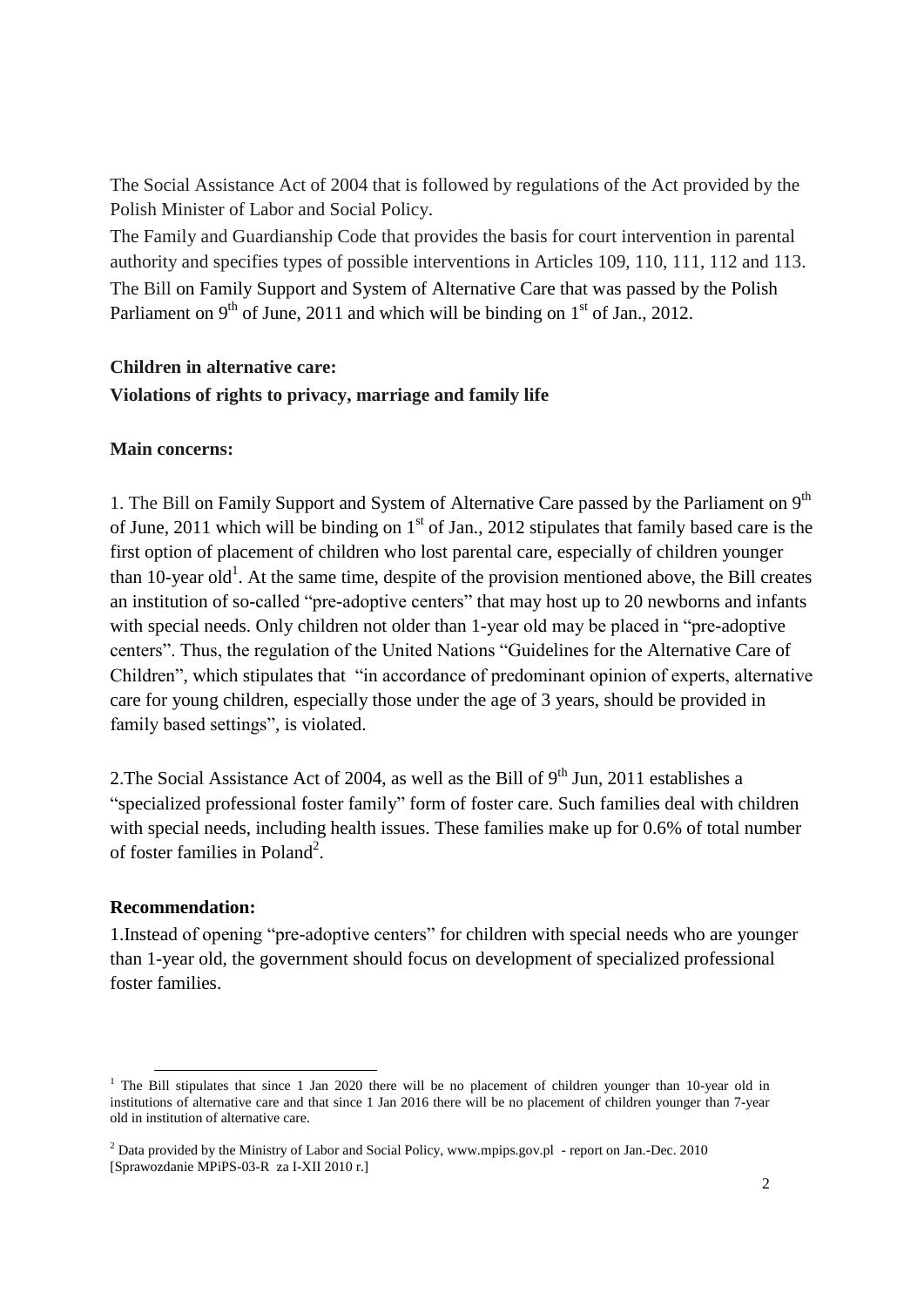The Social Assistance Act of 2004 that is followed by regulations of the Act provided by the Polish Minister of Labor and Social Policy.

The Family and Guardianship Code that provides the basis for court intervention in parental authority and specifies types of possible interventions in Articles 109, 110, 111, 112 and 113.

The Bill on Family Support and System of Alternative Care that was passed by the Polish Parliament on 9th of June, 2011 and which will be binding on 1st of Jan., 2012.

**Children in alternative care:**

**Violations of rights to privacy, marriage and family life**

**Main concerns:**

1. The Bill on Family Support and System of Alternative Care passed by the Parliament on 9th of June, 2011 which will be binding on 1st of Jan., 2012 stipulates that family based care is the first option of placement of children who lost parental care, especially of children younger than 10-year old[1]. At the same time, despite of the provision mentioned above, the Bill creates an institution of so-called "pre-adoptive centers" that may host up to 20 newborns and infants with special needs. Only children not older than 1-year old may be placed in "pre-adoptive centers". Thus, the regulation of the United Nations "Guidelines for the Alternative Care of Children", which stipulates that "in accordance of predominant opinion of experts, alternative care for young children, especially those under the age of 3 years, should be provided in family based settings", is violated.

2. The Social Assistance Act of 2004, as well as the Bill of 9th Jun, 2011 establishes a "specialized professional foster family" form of foster care. Such families deal with children with special needs, including health issues. These families make up for 0.6% of total number of foster families in Poland[2].

**Recommendation:**

1. Instead of opening "pre-adoptive centers" for children with special needs who are younger than 1-year old, the government should focus on development of specialized professional foster families.

---

[1] The Bill stipulates that since 1 Jan 2020 there will be no placement of children younger than 10-year old in institutions of alternative care and that since 1 Jan 2016 there will be no placement of children younger than 7-year old in institution of alternative care.

[2] Data provided by the Ministry of Labor and Social Policy, www.mpips.gov.pl - report on Jan.-Dec. 2010 [Sprawozdanie MPiPS-03-R za I-XII 2010 r.]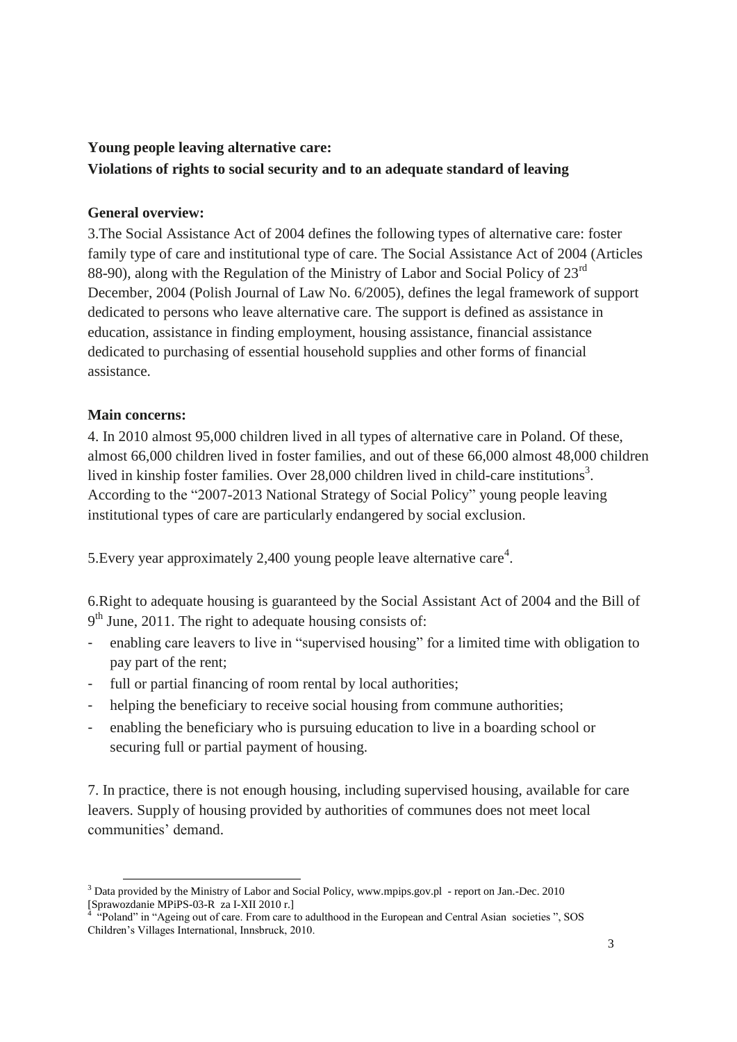**Young people leaving alternative care:**
**Violations of rights to social security and to an adequate standard of leaving**

**General overview:**

3.The Social Assistance Act of 2004 defines the following types of alternative care: foster family type of care and institutional type of care. The Social Assistance Act of 2004 (Articles 88-90), along with the Regulation of the Ministry of Labor and Social Policy of 23rd December, 2004 (Polish Journal of Law No. 6/2005), defines the legal framework of support dedicated to persons who leave alternative care. The support is defined as assistance in education, assistance in finding employment, housing assistance, financial assistance dedicated to purchasing of essential household supplies and other forms of financial assistance.

**Main concerns:**

4. In 2010 almost 95,000 children lived in all types of alternative care in Poland. Of these, almost 66,000 children lived in foster families, and out of these 66,000 almost 48,000 children lived in kinship foster families. Over 28,000 children lived in child-care institutions[3]. According to the "2007-2013 National Strategy of Social Policy" young people leaving institutional types of care are particularly endangered by social exclusion.

5.Every year approximately 2,400 young people leave alternative care[4].

6.Right to adequate housing is guaranteed by the Social Assistant Act of 2004 and the Bill of 9th June, 2011. The right to adequate housing consists of:

- enabling care leavers to live in "supervised housing" for a limited time with obligation to pay part of the rent;
- full or partial financing of room rental by local authorities;
- helping the beneficiary to receive social housing from commune authorities;
- enabling the beneficiary who is pursuing education to live in a boarding school or securing full or partial payment of housing.

7. In practice, there is not enough housing, including supervised housing, available for care leavers. Supply of housing provided by authorities of communes does not meet local communities' demand.

---

[3] Data provided by the Ministry of Labor and Social Policy, www.mpips.gov.pl - report on Jan.-Dec. 2010 [Sprawozdanie MPiPS-03-R za I-XII 2010 r.]

[4] "Poland" in "Ageing out of care. From care to adulthood in the European and Central Asian societies ", SOS Children's Villages International, Innsbruck, 2010.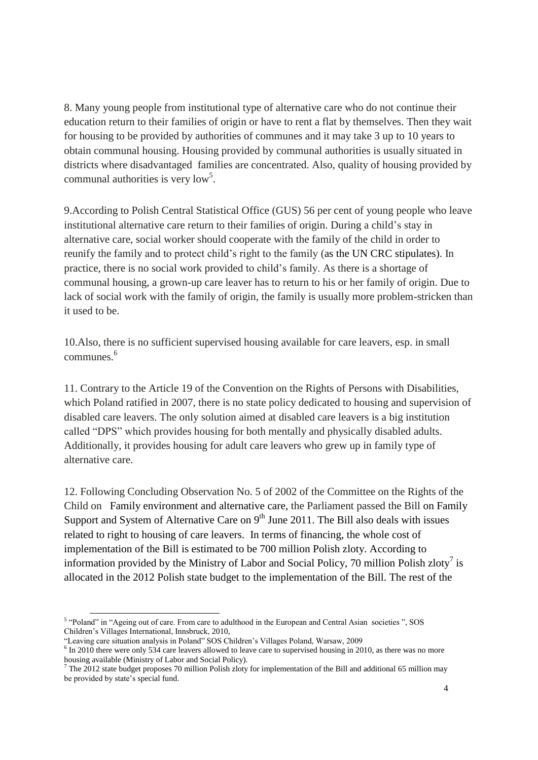8. Many young people from institutional type of alternative care who do not continue their education return to their families of origin or have to rent a flat by themselves. Then they wait for housing to be provided by authorities of communes and it may take 3 up to 10 years to obtain communal housing. Housing provided by communal authorities is usually situated in districts where disadvantaged families are concentrated. Also, quality of housing provided by communal authorities is very low[5].

9.According to Polish Central Statistical Office (GUS) 56 per cent of young people who leave institutional alternative care return to their families of origin. During a child's stay in alternative care, social worker should cooperate with the family of the child in order to reunify the family and to protect child's right to the family (as the UN CRC stipulates). In practice, there is no social work provided to child's family. As there is a shortage of communal housing, a grown-up care leaver has to return to his or her family of origin. Due to lack of social work with the family of origin, the family is usually more problem-stricken than it used to be.

10.Also, there is no sufficient supervised housing available for care leavers, esp. in small communes.[6]

11. Contrary to the Article 19 of the Convention on the Rights of Persons with Disabilities, which Poland ratified in 2007, there is no state policy dedicated to housing and supervision of disabled care leavers. The only solution aimed at disabled care leavers is a big institution called "DPS" which provides housing for both mentally and physically disabled adults. Additionally, it provides housing for adult care leavers who grew up in family type of alternative care.

12. Following Concluding Observation No. 5 of 2002 of the Committee on the Rights of the Child on Family environment and alternative care, the Parliament passed the Bill on Family Support and System of Alternative Care on 9th June 2011. The Bill also deals with issues related to right to housing of care leavers. In terms of financing, the whole cost of implementation of the Bill is estimated to be 700 million Polish zloty. According to information provided by the Ministry of Labor and Social Policy, 70 million Polish zloty[7] is allocated in the 2012 Polish state budget to the implementation of the Bill. The rest of the

---

[5] "Poland" in "Ageing out of care. From care to adulthood in the European and Central Asian societies ", SOS Children's Villages International, Innsbruck, 2010,
"Leaving care situation analysis in Poland" SOS Children's Villages Poland, Warsaw, 2009

[6] In 2010 there were only 534 care leavers allowed to leave care to supervised housing in 2010, as there was no more housing available (Ministry of Labor and Social Policy).

[7] The 2012 state budget proposes 70 million Polish zloty for implementation of the Bill and additional 65 million may be provided by state's special fund.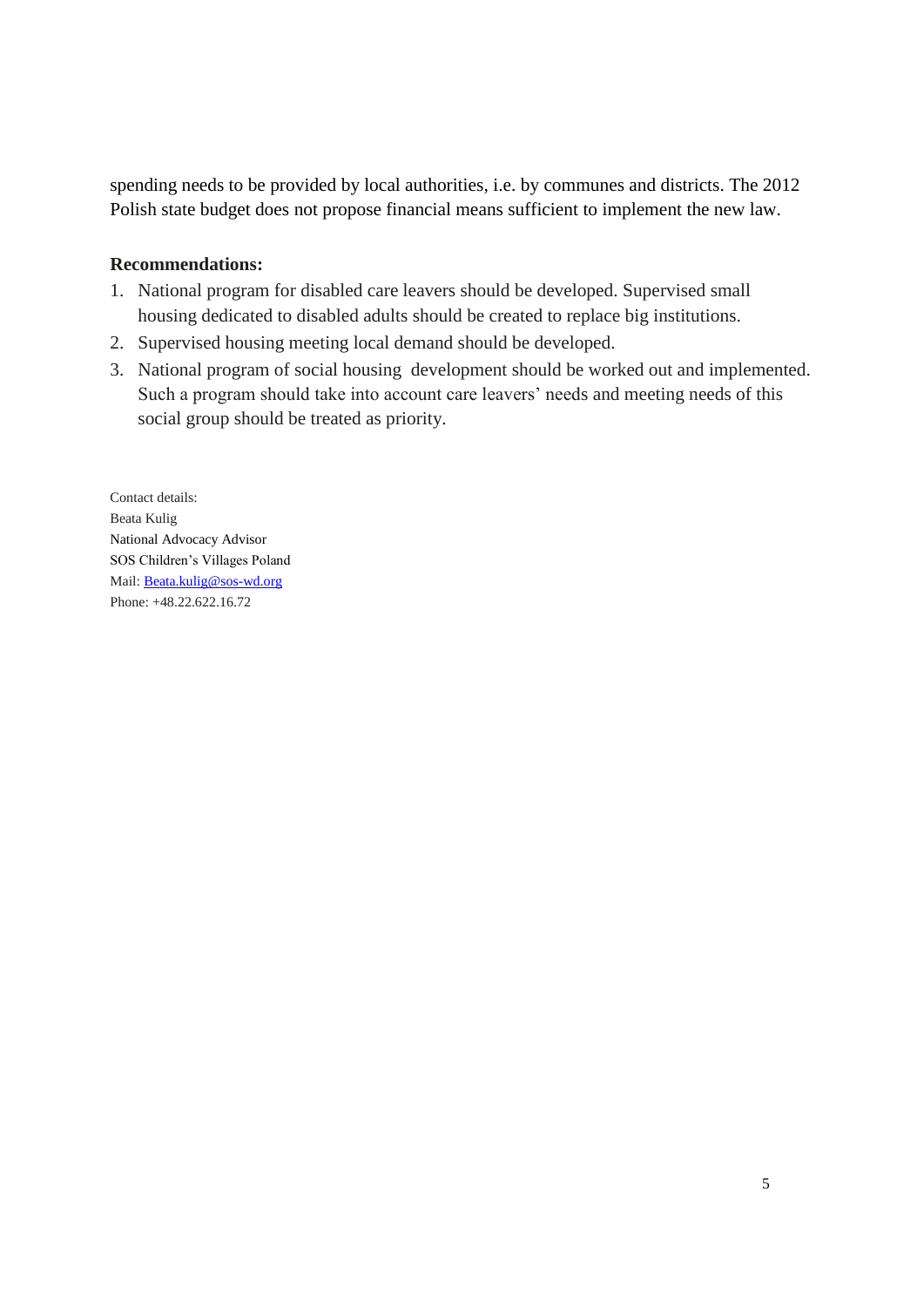spending needs to be provided by local authorities, i.e. by communes and districts. The 2012 Polish state budget does not propose financial means sufficient to implement the new law.

**Recommendations:**

1. National program for disabled care leavers should be developed. Supervised small housing dedicated to disabled adults should be created to replace big institutions.
2. Supervised housing meeting local demand should be developed.
3. National program of social housing development should be worked out and implemented. Such a program should take into account care leavers' needs and meeting needs of this social group should be treated as priority.

Contact details:
Beata Kulig
National Advocacy Advisor
SOS Children's Villages Poland
Mail: Beata.kulig@sos-wd.org
Phone: +48.22.622.16.72